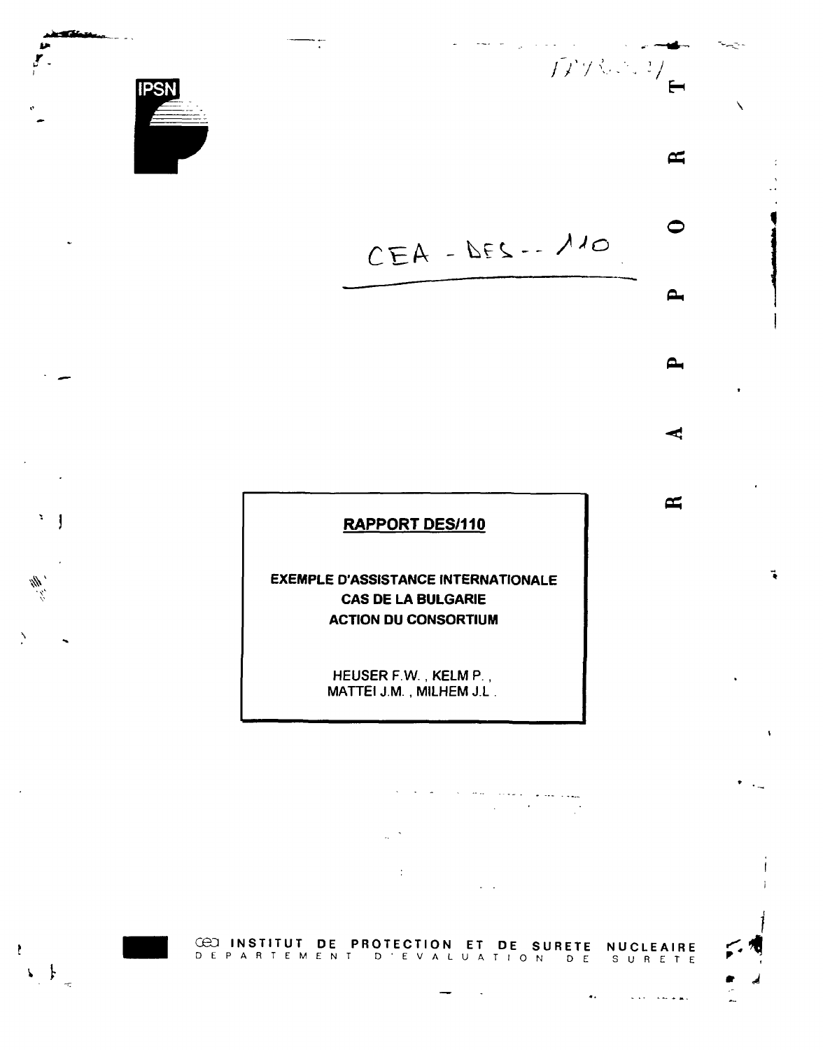IPSN

CEA - DES -- 110

RAPPORT

**RAPPORT DES/110**

**EXEMPLE D'ASSISTANCE INTERNATIONALE**
**CAS DE LA BULGARIE**
**ACTION DU CONSORTIUM**

HEUSER F.W. , KELM P. ,
MATTEI J.M. , MILHEM J.L .

INSTITUT DE PROTECTION ET DE SURETE NUCLEAIRE
DEPARTEMENT D'EVALUATION DE SURETE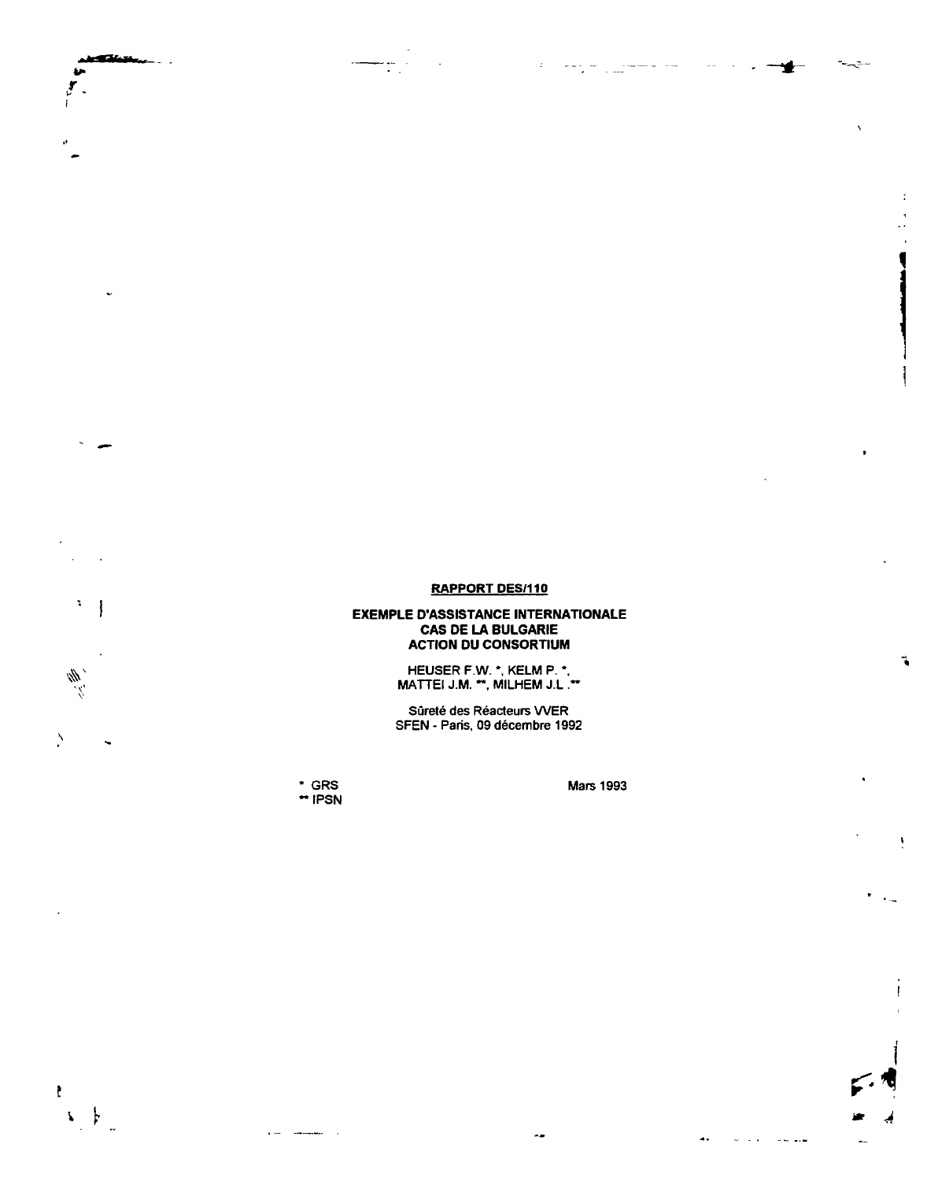**RAPPORT DES/110**

**EXEMPLE D'ASSISTANCE INTERNATIONALE**
**CAS DE LA BULGARIE**
**ACTION DU CONSORTIUM**

HEUSER F.W. *, KELM P. *,
MATTEI J.M. **, MILHEM J.L.**

Sûreté des Réacteurs VVER
SFEN - Paris, 09 décembre 1992

\* GRS
\*\* IPSN

Mars 1993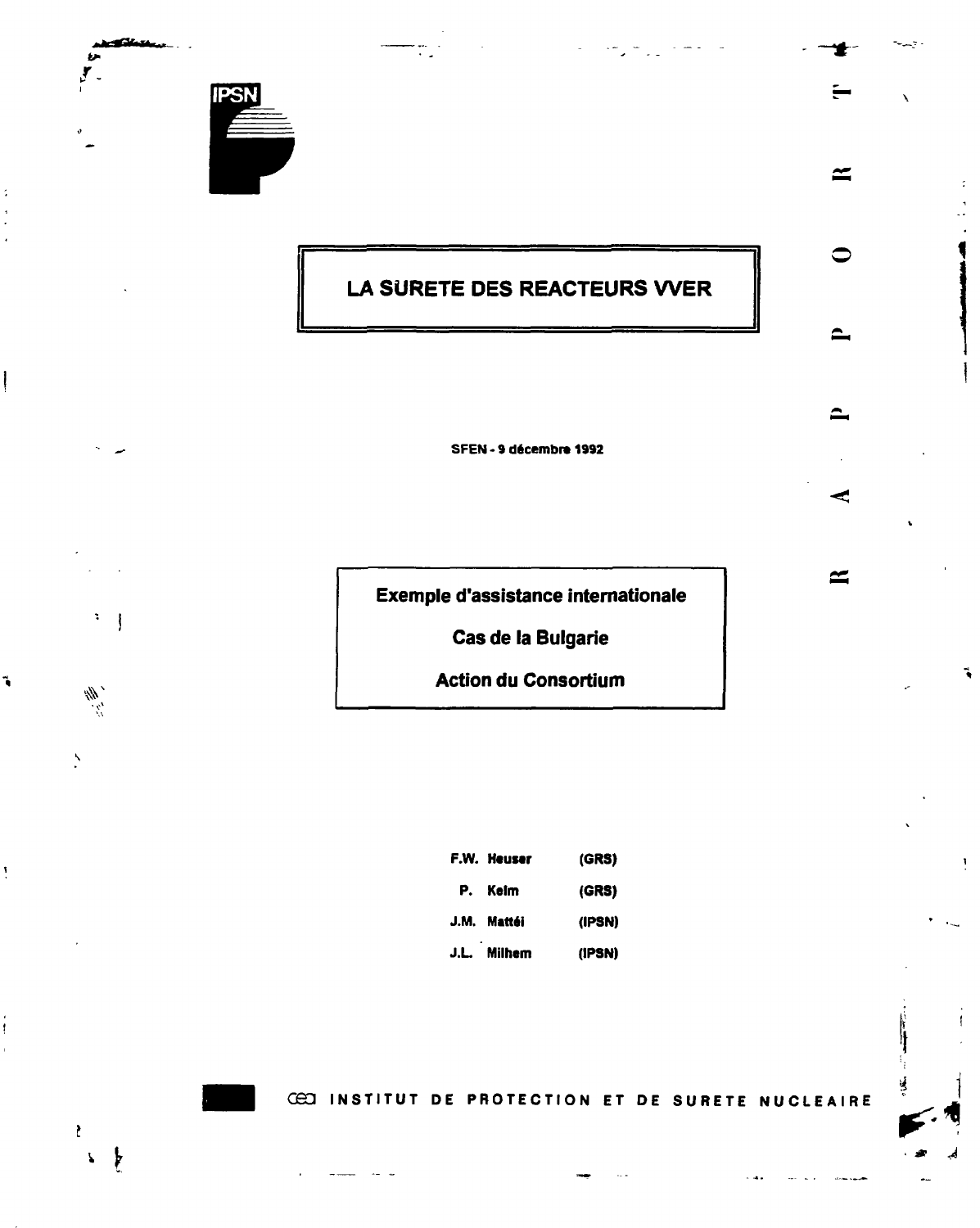IPSN

RAPPORT

# LA SURETE DES REACTEURS VVER

SFEN - 9 décembre 1992

**Exemple d'assistance internationale**

**Cas de la Bulgarie**

**Action du Consortium**

| | |
|---|---|
| F.W. Heuser | (GRS) |
| P. Kelm | (GRS) |
| J.M. Mattéi | (IPSN) |
| J.L. Milhem | (IPSN) |

CEA INSTITUT DE PROTECTION ET DE SURETE NUCLEAIRE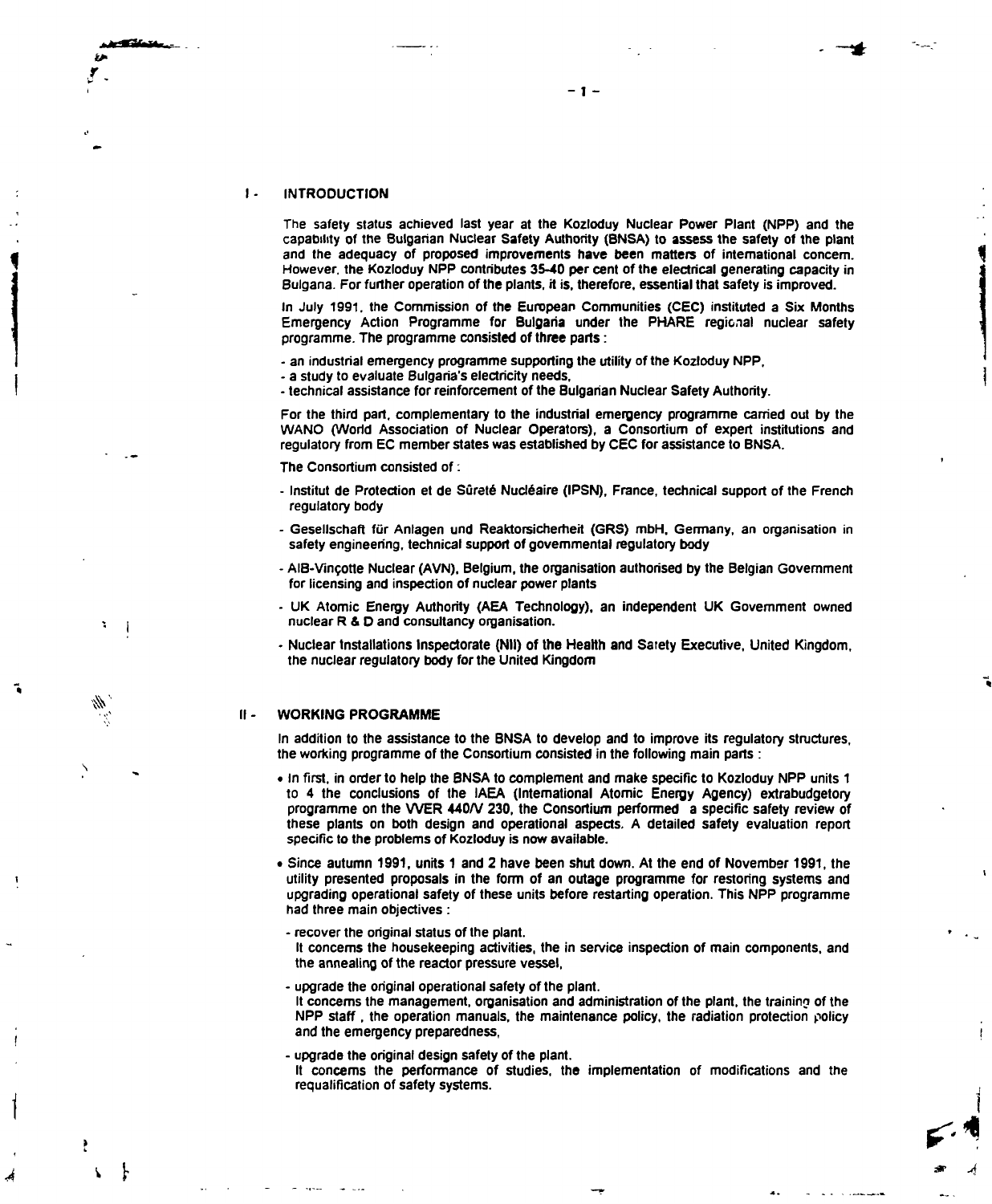## I - INTRODUCTION

The safety status achieved last year at the Kozloduy Nuclear Power Plant (NPP) and the capability of the Bulgarian Nuclear Safety Authority (BNSA) to assess the safety of the plant and the adequacy of proposed improvements have been matters of international concern. However, the Kozloduy NPP contributes 35-40 per cent of the electrical generating capacity in Bulgaria. For further operation of the plants, it is, therefore, essential that safety is improved.

In July 1991, the Commission of the European Communities (CEC) instituted a Six Months Emergency Action Programme for Bulgaria under the PHARE regional nuclear safety programme. The programme consisted of three parts :

- an industrial emergency programme supporting the utility of the Kozloduy NPP,
- a study to evaluate Bulgaria's electricity needs,
- technical assistance for reinforcement of the Bulgarian Nuclear Safety Authority.

For the third part, complementary to the industrial emergency programme carried out by the WANO (World Association of Nuclear Operators), a Consortium of expert institutions and regulatory from EC member states was established by CEC for assistance to BNSA.

The Consortium consisted of :

- Institut de Protection et de Sûreté Nucléaire (IPSN), France, technical support of the French regulatory body
- Gesellschaft für Anlagen und Reaktorsicherheit (GRS) mbH, Germany, an organisation in safety engineering, technical support of governmental regulatory body
- AIB-Vinçotte Nuclear (AVN), Belgium, the organisation authorised by the Belgian Government for licensing and inspection of nuclear power plants
- UK Atomic Energy Authority (AEA Technology), an independent UK Government owned nuclear R & D and consultancy organisation.
- Nuclear Installations Inspectorate (NII) of the Health and Safety Executive, United Kingdom, the nuclear regulatory body for the United Kingdom

## II - WORKING PROGRAMME

In addition to the assistance to the BNSA to develop and to improve its regulatory structures, the working programme of the Consortium consisted in the following main parts :

- In first, in order to help the BNSA to complement and make specific to Kozloduy NPP units 1 to 4 the conclusions of the IAEA (International Atomic Energy Agency) extrabudgetory programme on the VVER 440/V 230, the Consortium performed a specific safety review of these plants on both design and operational aspects. A detailed safety evaluation report specific to the problems of Kozloduy is now available.
- Since autumn 1991, units 1 and 2 have been shut down. At the end of November 1991, the utility presented proposals in the form of an outage programme for restoring systems and upgrading operational safety of these units before restarting operation. This NPP programme had three main objectives :
  - recover the original status of the plant.
    It concerns the housekeeping activities, the in service inspection of main components, and the annealing of the reactor pressure vessel,
  - upgrade the original operational safety of the plant.
    It concerns the management, organisation and administration of the plant, the training of the NPP staff , the operation manuals, the maintenance policy, the radiation protection policy and the emergency preparedness,
  - upgrade the original design safety of the plant.
    It concerns the performance of studies, the implementation of modifications and the requalification of safety systems.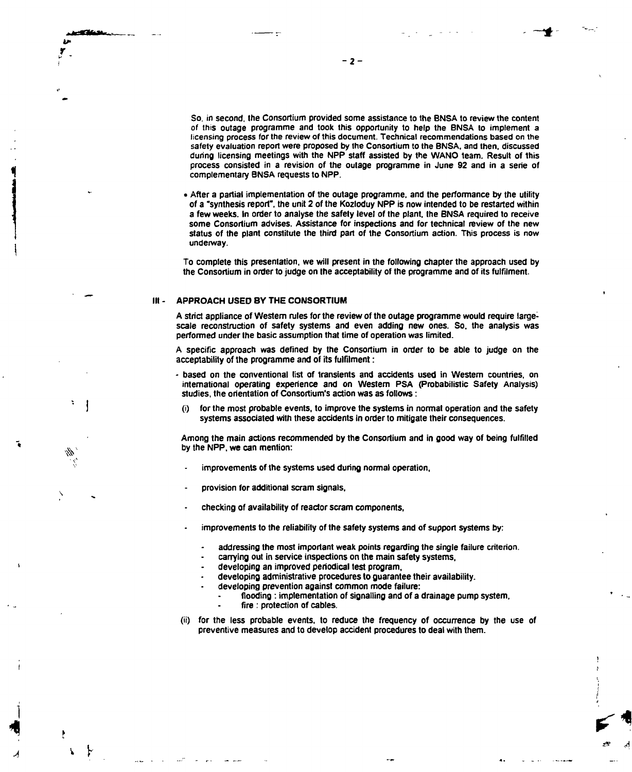So, in second, the Consortium provided some assistance to the BNSA to review the content of this outage programme and took this opportunity to help the BNSA to implement a licensing process for the review of this document. Technical recommendations based on the safety evaluation report were proposed by the Consortium to the BNSA, and then, discussed during licensing meetings with the NPP staff assisted by the WANO team. Result of this process consisted in a revision of the outage programme in June 92 and in a serie of complementary BNSA requests to NPP.

- After a partial implementation of the outage programme, and the performance by the utility of a "synthesis report", the unit 2 of the Kozloduy NPP is now intended to be restarted within a few weeks. In order to analyse the safety level of the plant, the BNSA required to receive some Consortium advises. Assistance for inspections and for technical review of the new status of the plant constitute the third part of the Consortium action. This process is now underway.

To complete this presentation, we will present in the following chapter the approach used by the Consortium in order to judge on the acceptability of the programme and of its fulfilment.

## III - APPROACH USED BY THE CONSORTIUM

A strict appliance of Western rules for the review of the outage programme would require large-scale reconstruction of safety systems and even adding new ones. So, the analysis was performed under the basic assumption that time of operation was limited.

A specific approach was defined by the Consortium in order to be able to judge on the acceptability of the programme and of its fulfilment :

- based on the conventional list of transients and accidents used in Western countries, on international operating experience and on Western PSA (Probabilistic Safety Analysis) studies, the orientation of Consortium's action was as follows :

(i) for the most probable events, to improve the systems in normal operation and the safety systems associated with these accidents in order to mitigate their consequences.

Among the main actions recommended by the Consortium and in good way of being fulfilled by the NPP, we can mention:

- improvements of the systems used during normal operation,
- provision for additional scram signals,
- checking of availability of reactor scram components,
- improvements to the reliability of the safety systems and of support systems by:
  - addressing the most important weak points regarding the single failure criterion.
  - carrying out in service inspections on the main safety systems,
  - developing an improved periodical test program,
  - developing administrative procedures to guarantee their availability.
  - developing prevention against common mode failure:
    - flooding : implementation of signalling and of a drainage pump system,
    - fire : protection of cables.

(ii) for the less probable events, to reduce the frequency of occurrence by the use of preventive measures and to develop accident procedures to deal with them.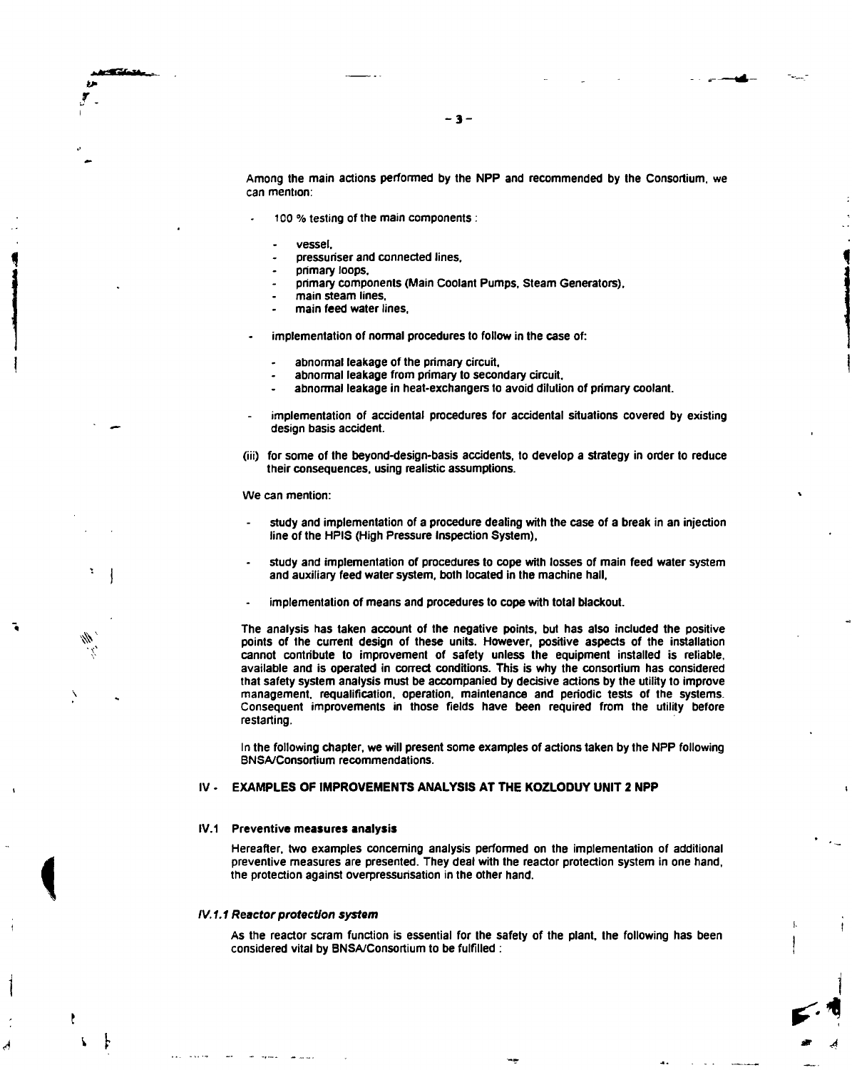Among the main actions performed by the NPP and recommended by the Consortium, we can mention:

- 100 % testing of the main components :
  - vessel,
  - pressuriser and connected lines,
  - primary loops,
  - primary components (Main Coolant Pumps, Steam Generators),
  - main steam lines,
  - main feed water lines,
- implementation of normal procedures to follow in the case of:
  - abnormal leakage of the primary circuit,
  - abnormal leakage from primary to secondary circuit,
  - abnormal leakage in heat-exchangers to avoid dilution of primary coolant.
- implementation of accidental procedures for accidental situations covered by existing design basis accident.

(iii) for some of the beyond-design-basis accidents, to develop a strategy in order to reduce their consequences, using realistic assumptions.

We can mention:

- study and implementation of a procedure dealing with the case of a break in an injection line of the HPIS (High Pressure Inspection System),
- study and implementation of procedures to cope with losses of main feed water system and auxiliary feed water system, both located in the machine hall,
- implementation of means and procedures to cope with total blackout.

The analysis has taken account of the negative points, but has also included the positive points of the current design of these units. However, positive aspects of the installation cannot contribute to improvement of safety unless the equipment installed is reliable, available and is operated in correct conditions. This is why the consortium has considered that safety system analysis must be accompanied by decisive actions by the utility to improve management, requalification, operation, maintenance and periodic tests of the systems. Consequent improvements in those fields have been required from the utility before restarting.

In the following chapter, we will present some examples of actions taken by the NPP following BNSA/Consortium recommendations.

## IV - EXAMPLES OF IMPROVEMENTS ANALYSIS AT THE KOZLODUY UNIT 2 NPP

### IV.1 Preventive measures analysis

Hereafter, two examples concerning analysis performed on the implementation of additional preventive measures are presented. They deal with the reactor protection system in one hand, the protection against overpressurisation in the other hand.

#### *IV.1.1 Reactor protection system*

As the reactor scram function is essential for the safety of the plant, the following has been considered vital by BNSA/Consortium to be fulfilled :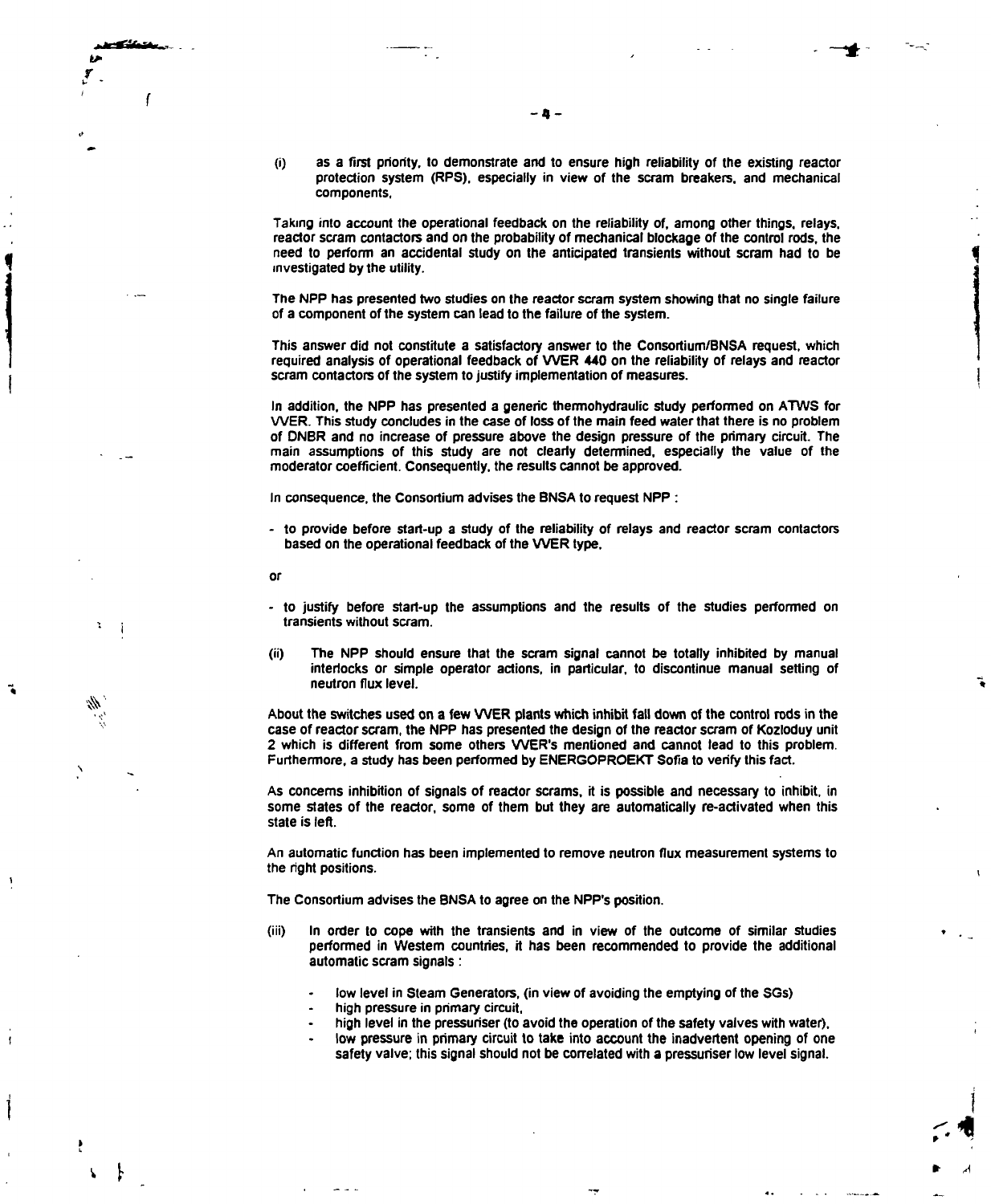(i) as a first priority, to demonstrate and to ensure high reliability of the existing reactor protection system (RPS), especially in view of the scram breakers, and mechanical components,

Taking into account the operational feedback on the reliability of, among other things, relays, reactor scram contactors and on the probability of mechanical blockage of the control rods, the need to perform an accidental study on the anticipated transients without scram had to be investigated by the utility.

The NPP has presented two studies on the reactor scram system showing that no single failure of a component of the system can lead to the failure of the system.

This answer did not constitute a satisfactory answer to the Consortium/BNSA request, which required analysis of operational feedback of VVER 440 on the reliability of relays and reactor scram contactors of the system to justify implementation of measures.

In addition, the NPP has presented a generic thermohydraulic study performed on ATWS for VVER. This study concludes in the case of loss of the main feed water that there is no problem of DNBR and no increase of pressure above the design pressure of the primary circuit. The main assumptions of this study are not clearly determined, especially the value of the moderator coefficient. Consequently, the results cannot be approved.

In consequence, the Consortium advises the BNSA to request NPP :

- to provide before start-up a study of the reliability of relays and reactor scram contactors based on the operational feedback of the VVER type,

or

- to justify before start-up the assumptions and the results of the studies performed on transients without scram.

(ii) The NPP should ensure that the scram signal cannot be totally inhibited by manual interlocks or simple operator actions, in particular, to discontinue manual setting of neutron flux level.

About the switches used on a few VVER plants which inhibit fall down of the control rods in the case of reactor scram, the NPP has presented the design of the reactor scram of Kozloduy unit 2 which is different from some others VVER's mentioned and cannot lead to this problem. Furthermore, a study has been performed by ENERGOPROEKT Sofia to verify this fact.

As concerns inhibition of signals of reactor scrams, it is possible and necessary to inhibit, in some states of the reactor, some of them but they are automatically re-activated when this state is left.

An automatic function has been implemented to remove neutron flux measurement systems to the right positions.

The Consortium advises the BNSA to agree on the NPP's position.

(iii) In order to cope with the transients and in view of the outcome of similar studies performed in Western countries, it has been recommended to provide the additional automatic scram signals :

- low level in Steam Generators, (in view of avoiding the emptying of the SGs)
- high pressure in primary circuit,
- high level in the pressuriser (to avoid the operation of the safety valves with water),
- low pressure in primary circuit to take into account the inadvertent opening of one safety valve; this signal should not be correlated with a pressuriser low level signal.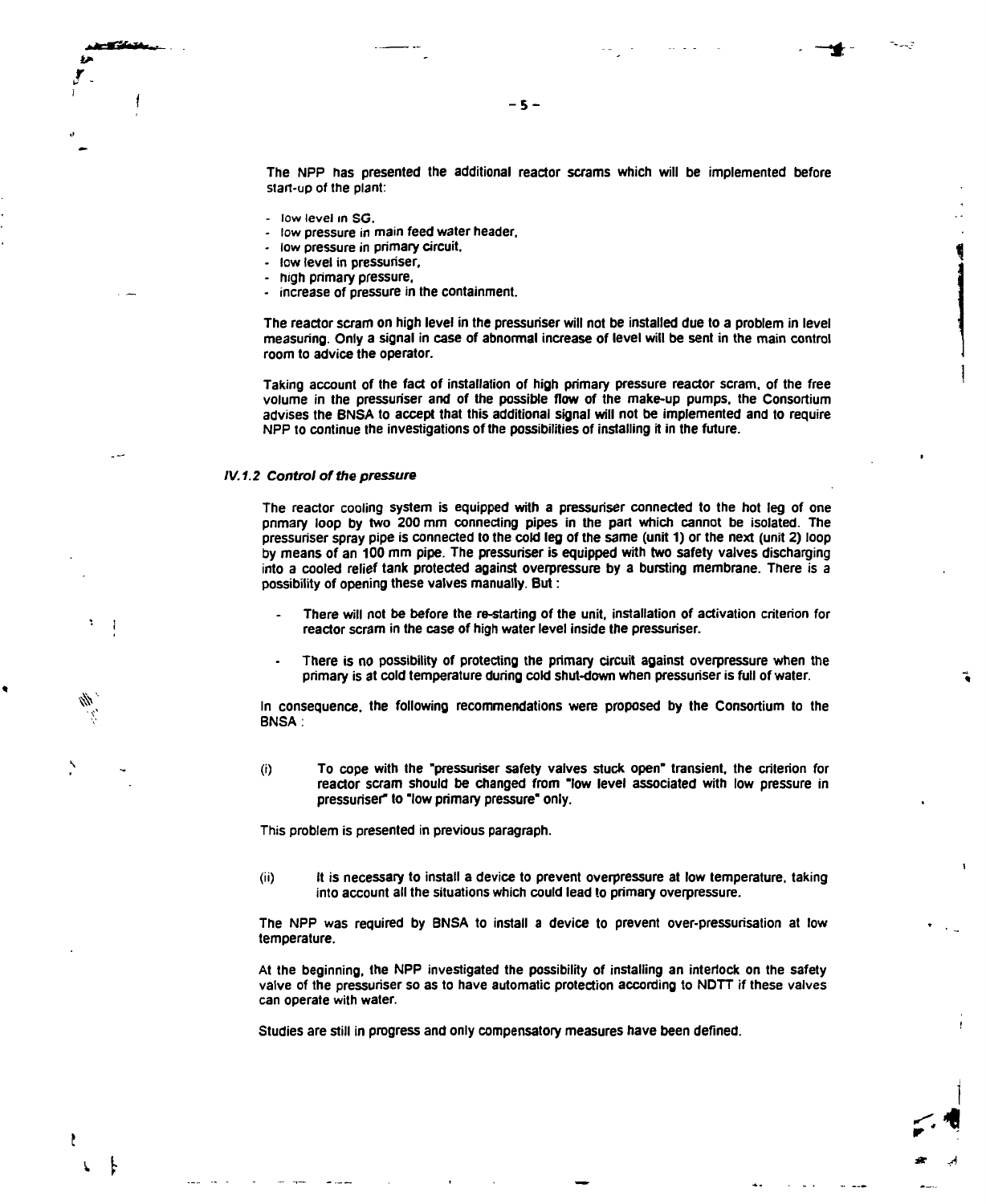The NPP has presented the additional reactor scrams which will be implemented before start-up of the plant:

- low level in SG,
- low pressure in main feed water header,
- low pressure in primary circuit,
- low level in pressuriser,
- high primary pressure,
- increase of pressure in the containment.

The reactor scram on high level in the pressuriser will not be installed due to a problem in level measuring. Only a signal in case of abnormal increase of level will be sent in the main control room to advice the operator.

Taking account of the fact of installation of high primary pressure reactor scram, of the free volume in the pressuriser and of the possible flow of the make-up pumps, the Consortium advises the BNSA to accept that this additional signal will not be implemented and to require NPP to continue the investigations of the possibilities of installing it in the future.

### *IV.1.2 Control of the pressure*

The reactor cooling system is equipped with a pressuriser connected to the hot leg of one primary loop by two 200 mm connecting pipes in the part which cannot be isolated. The pressuriser spray pipe is connected to the cold leg of the same (unit 1) or the next (unit 2) loop by means of an 100 mm pipe. The pressuriser is equipped with two safety valves discharging into a cooled relief tank protected against overpressure by a bursting membrane. There is a possibility of opening these valves manually. But :

- There will not be before the re-starting of the unit, installation of activation criterion for reactor scram in the case of high water level inside the pressuriser.

- There is no possibility of protecting the primary circuit against overpressure when the primary is at cold temperature during cold shut-down when pressuriser is full of water.

In consequence, the following recommendations were proposed by the Consortium to the BNSA :

(i) To cope with the "pressuriser safety valves stuck open" transient, the criterion for reactor scram should be changed from "low level associated with low pressure in pressuriser" to "low primary pressure" only.

This problem is presented in previous paragraph.

(ii) It is necessary to install a device to prevent overpressure at low temperature, taking into account all the situations which could lead to primary overpressure.

The NPP was required by BNSA to install a device to prevent over-pressurisation at low temperature.

At the beginning, the NPP investigated the possibility of installing an interlock on the safety valve of the pressuriser so as to have automatic protection according to NDTT if these valves can operate with water.

Studies are still in progress and only compensatory measures have been defined.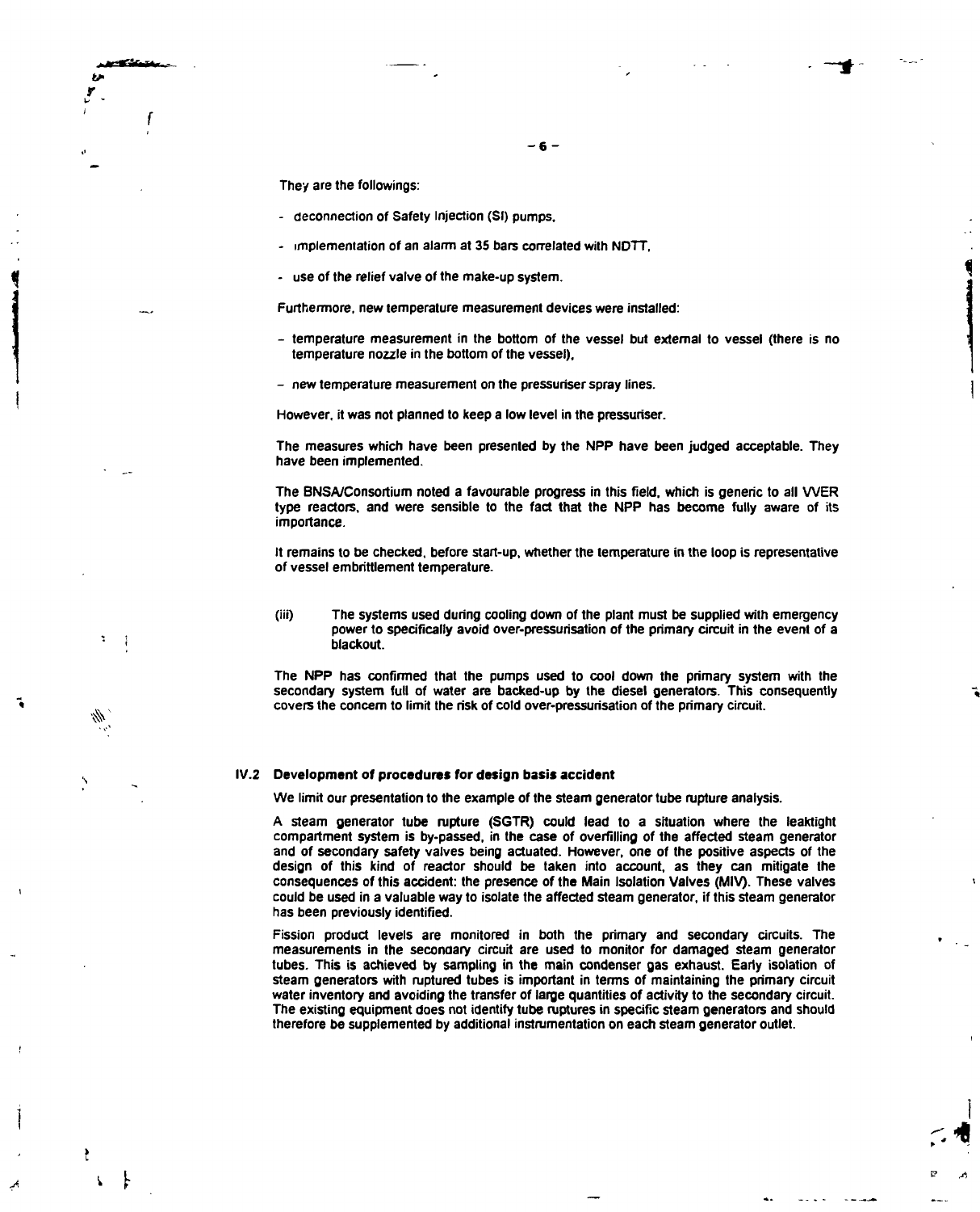They are the followings:

- deconnection of Safety Injection (SI) pumps,
- implementation of an alarm at 35 bars correlated with NDTT,
- use of the relief valve of the make-up system.

Furthermore, new temperature measurement devices were installed:

- temperature measurement in the bottom of the vessel but external to vessel (there is no temperature nozzle in the bottom of the vessel),
- new temperature measurement on the pressuriser spray lines.

However, it was not planned to keep a low level in the pressuriser.

The measures which have been presented by the NPP have been judged acceptable. They have been implemented.

The BNSA/Consortium noted a favourable progress in this field, which is generic to all VVER type reactors, and were sensible to the fact that the NPP has become fully aware of its importance.

It remains to be checked, before start-up, whether the temperature in the loop is representative of vessel embrittlement temperature.

(iii) The systems used during cooling down of the plant must be supplied with emergency power to specifically avoid over-pressurisation of the primary circuit in the event of a blackout.

The NPP has confirmed that the pumps used to cool down the primary system with the secondary system full of water are backed-up by the diesel generators. This consequently covers the concern to limit the risk of cold over-pressurisation of the primary circuit.

### IV.2 Development of procedures for design basis accident

We limit our presentation to the example of the steam generator tube rupture analysis.

A steam generator tube rupture (SGTR) could lead to a situation where the leaktight compartment system is by-passed, in the case of overfilling of the affected steam generator and of secondary safety valves being actuated. However, one of the positive aspects of the design of this kind of reactor should be taken into account, as they can mitigate the consequences of this accident: the presence of the Main Isolation Valves (MIV). These valves could be used in a valuable way to isolate the affected steam generator, if this steam generator has been previously identified.

Fission product levels are monitored in both the primary and secondary circuits. The measurements in the secondary circuit are used to monitor for damaged steam generator tubes. This is achieved by sampling in the main condenser gas exhaust. Early isolation of steam generators with ruptured tubes is important in terms of maintaining the primary circuit water inventory and avoiding the transfer of large quantities of activity to the secondary circuit. The existing equipment does not identify tube ruptures in specific steam generators and should therefore be supplemented by additional instrumentation on each steam generator outlet.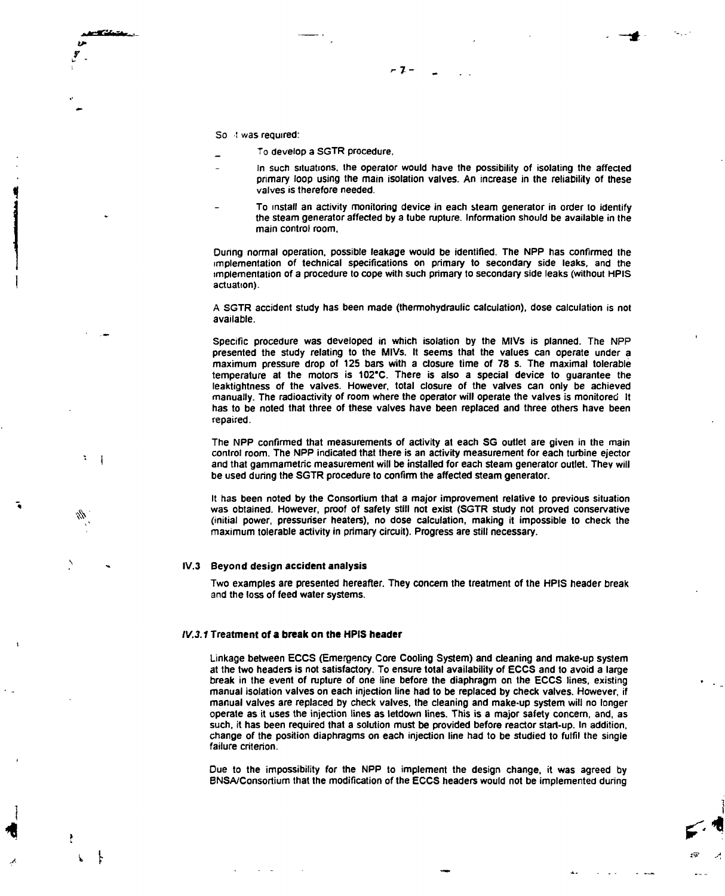So it was required:

- To develop a SGTR procedure.
- In such situations, the operator would have the possibility of isolating the affected primary loop using the main isolation valves. An increase in the reliability of these valves is therefore needed.
- To install an activity monitoring device in each steam generator in order to identify the steam generator affected by a tube rupture. Information should be available in the main control room.

During normal operation, possible leakage would be identified. The NPP has confirmed the implementation of technical specifications on primary to secondary side leaks, and the implementation of a procedure to cope with such primary to secondary side leaks (without HPIS actuation).

A SGTR accident study has been made (thermohydraulic calculation), dose calculation is not available.

Specific procedure was developed in which isolation by the MIVs is planned. The NPP presented the study relating to the MIVs. It seems that the values can operate under a maximum pressure drop of 125 bars with a closure time of 78 s. The maximal tolerable temperature at the motors is 102°C. There is also a special device to guarantee the leaktightness of the valves. However, total closure of the valves can only be achieved manually. The radioactivity of room where the operator will operate the valves is monitored. It has to be noted that three of these valves have been replaced and three others have been repaired.

The NPP confirmed that measurements of activity at each SG outlet are given in the main control room. The NPP indicated that there is an activity measurement for each turbine ejector and that gammametric measurement will be installed for each steam generator outlet. They will be used during the SGTR procedure to confirm the affected steam generator.

It has been noted by the Consortium that a major improvement relative to previous situation was obtained. However, proof of safety still not exist (SGTR study not proved conservative (initial power, pressuriser heaters), no dose calculation, making it impossible to check the maximum tolerable activity in primary circuit). Progress are still necessary.

## IV.3 Beyond design accident analysis

Two examples are presented hereafter. They concern the treatment of the HPIS header break and the loss of feed water systems.

### *IV.3.1* Treatment of a break on the HPIS header

Linkage between ECCS (Emergency Core Cooling System) and cleaning and make-up system at the two headers is not satisfactory. To ensure total availability of ECCS and to avoid a large break in the event of rupture of one line before the diaphragm on the ECCS lines, existing manual isolation valves on each injection line had to be replaced by check valves. However, if manual valves are replaced by check valves, the cleaning and make-up system will no longer operate as it uses the injection lines as letdown lines. This is a major safety concern, and, as such, it has been required that a solution must be provided before reactor start-up. In addition, change of the position diaphragms on each injection line had to be studied to fulfil the single failure criterion.

Due to the impossibility for the NPP to implement the design change, it was agreed by BNSA/Consortium that the modification of the ECCS headers would not be implemented during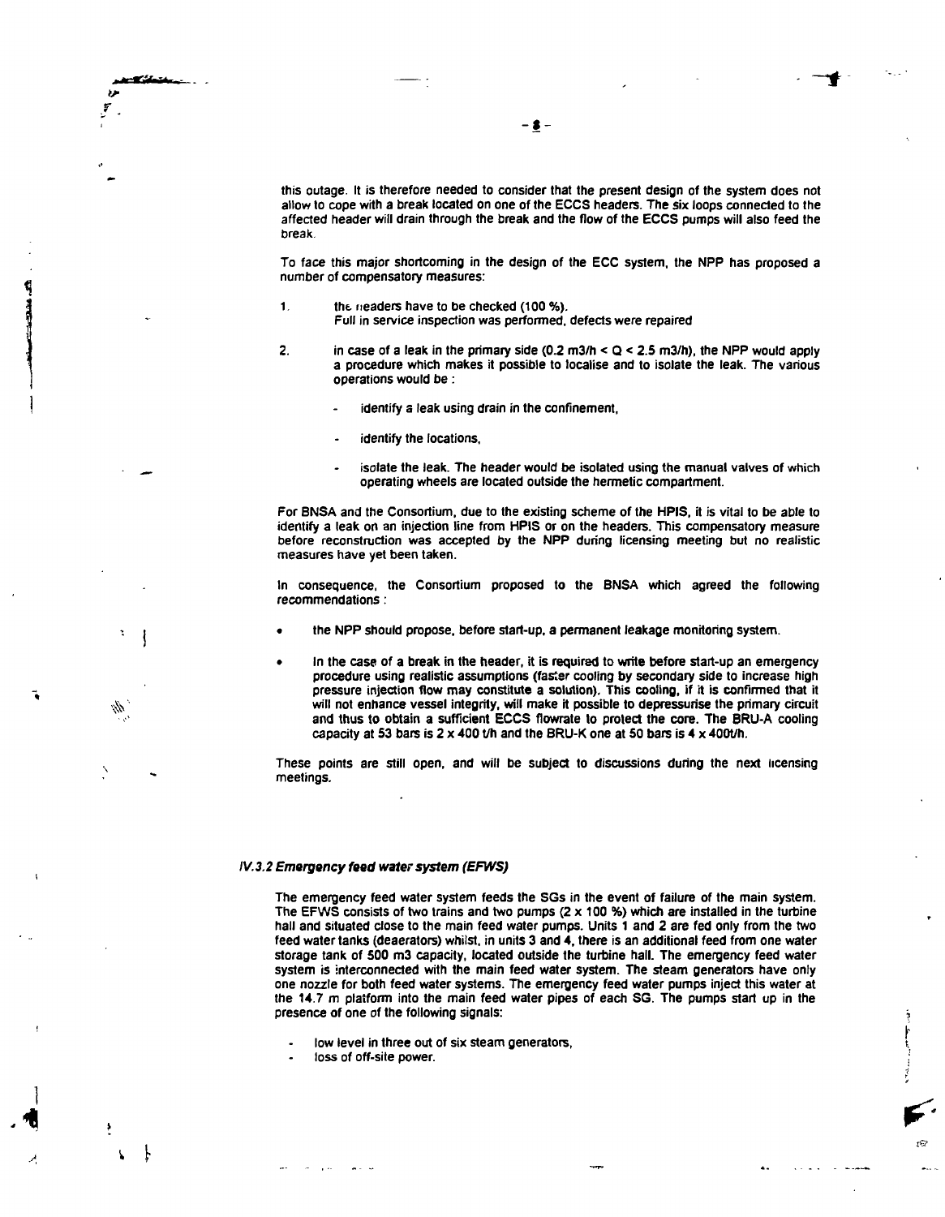this outage. It is therefore needed to consider that the present design of the system does not allow to cope with a break located on one of the ECCS headers. The six loops connected to the affected header will drain through the break and the flow of the ECCS pumps will also feed the break.

To face this major shortcoming in the design of the ECC system, the NPP has proposed a number of compensatory measures:

1. the headers have to be checked (100 %).
   Full in service inspection was performed, defects were repaired

2. in case of a leak in the primary side (0.2 m3/h < Q < 2.5 m3/h), the NPP would apply a procedure which makes it possible to localise and to isolate the leak. The various operations would be :

   - identify a leak using drain in the confinement,
   - identify the locations,
   - isolate the leak. The header would be isolated using the manual valves of which operating wheels are located outside the hermetic compartment.

For BNSA and the Consortium, due to the existing scheme of the HPIS, it is vital to be able to identify a leak on an injection line from HPIS or on the headers. This compensatory measure before reconstruction was accepted by the NPP during licensing meeting but no realistic measures have yet been taken.

In consequence, the Consortium proposed to the BNSA which agreed the following recommendations :

- the NPP should propose, before start-up, a permanent leakage monitoring system.
- In the case of a break in the header, it is required to write before start-up an emergency procedure using realistic assumptions (faster cooling by secondary side to increase high pressure injection flow may constitute a solution). This cooling, if it is confirmed that it will not enhance vessel integrity, will make it possible to depressurise the primary circuit and thus to obtain a sufficient ECCS flowrate to protect the core. The BRU-A cooling capacity at 53 bars is 2 x 400 t/h and the BRU-K one at 50 bars is 4 x 400t/h.

These points are still open, and will be subject to discussions during the next licensing meetings.

### *IV.3.2 Emergency feed water system (EFWS)*

The emergency feed water system feeds the SGs in the event of failure of the main system. The EFWS consists of two trains and two pumps (2 x 100 %) which are installed in the turbine hall and situated close to the main feed water pumps. Units 1 and 2 are fed only from the two feed water tanks (deaerators) whilst, in units 3 and 4, there is an additional feed from one water storage tank of 500 m3 capacity, located outside the turbine hall. The emergency feed water system is interconnected with the main feed water system. The steam generators have only one nozzle for both feed water systems. The emergency feed water pumps inject this water at the 14.7 m platform into the main feed water pipes of each SG. The pumps start up in the presence of one of the following signals:

- low level in three out of six steam generators,
- loss of off-site power.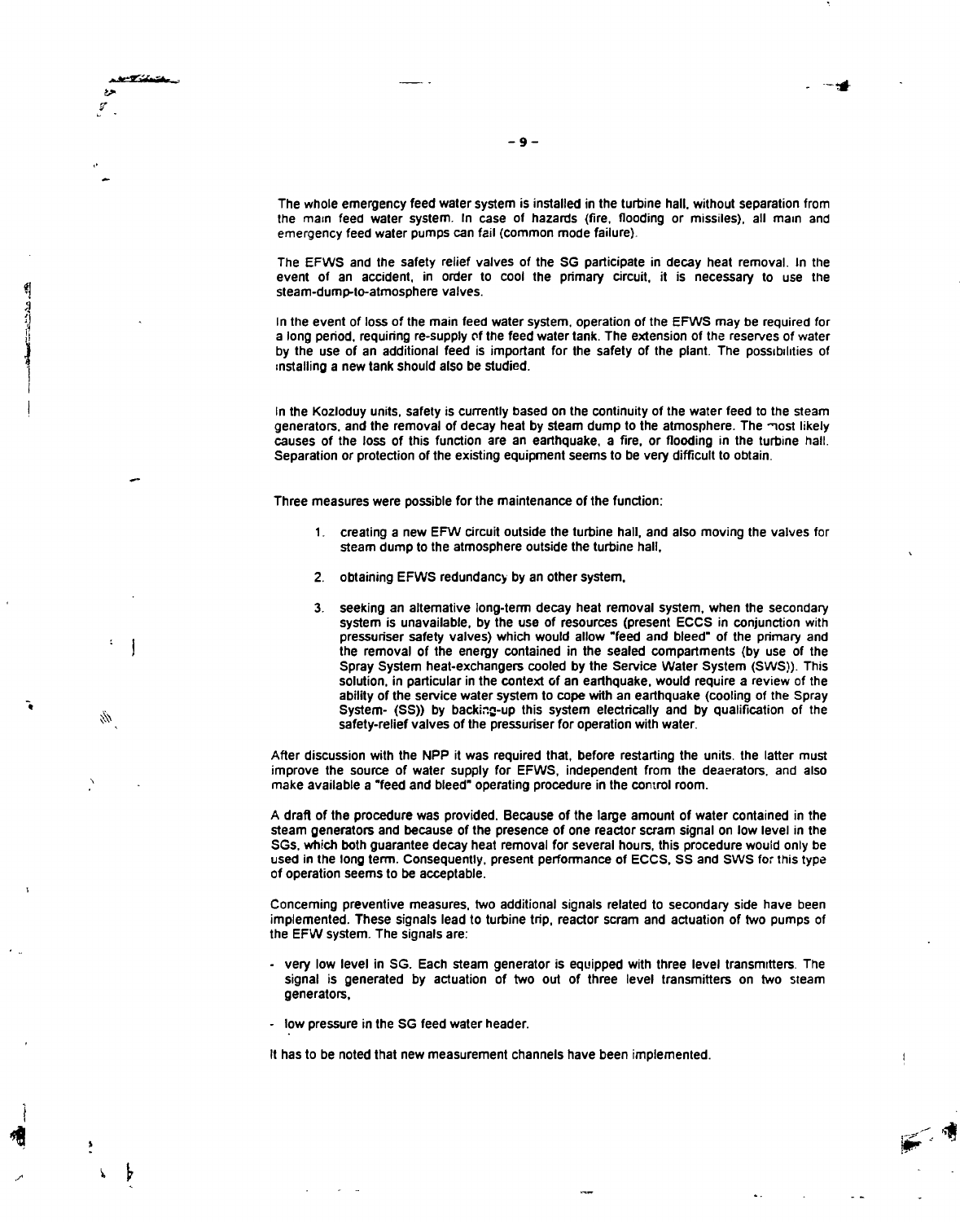The whole emergency feed water system is installed in the turbine hall, without separation from the main feed water system. In case of hazards (fire, flooding or missiles), all main and emergency feed water pumps can fail (common mode failure).

The EFWS and the safety relief valves of the SG participate in decay heat removal. In the event of an accident, in order to cool the primary circuit, it is necessary to use the steam-dump-to-atmosphere valves.

In the event of loss of the main feed water system, operation of the EFWS may be required for a long period, requiring re-supply of the feed water tank. The extension of the reserves of water by the use of an additional feed is important for the safety of the plant. The possibilities of installing a new tank should also be studied.

In the Kozloduy units, safety is currently based on the continuity of the water feed to the steam generators, and the removal of decay heat by steam dump to the atmosphere. The most likely causes of the loss of this function are an earthquake, a fire, or flooding in the turbine hall. Separation or protection of the existing equipment seems to be very difficult to obtain.

Three measures were possible for the maintenance of the function:

1. creating a new EFW circuit outside the turbine hall, and also moving the valves for steam dump to the atmosphere outside the turbine hall,

2. obtaining EFWS redundancy by an other system,

3. seeking an alternative long-term decay heat removal system, when the secondary system is unavailable, by the use of resources (present ECCS in conjunction with pressuriser safety valves) which would allow "feed and bleed" of the primary and the removal of the energy contained in the sealed compartments (by use of the Spray System heat-exchangers cooled by the Service Water System (SWS)). This solution, in particular in the context of an earthquake, would require a review of the ability of the service water system to cope with an earthquake (cooling of the Spray System- (SS)) by backing-up this system electrically and by qualification of the safety-relief valves of the pressuriser for operation with water.

After discussion with the NPP it was required that, before restarting the units, the latter must improve the source of water supply for EFWS, independent from the deaerators, and also make available a "feed and bleed" operating procedure in the control room.

A draft of the procedure was provided. Because of the large amount of water contained in the steam generators and because of the presence of one reactor scram signal on low level in the SGs, which both guarantee decay heat removal for several hours, this procedure would only be used in the long term. Consequently, present performance of ECCS, SS and SWS for this type of operation seems to be acceptable.

Concerning preventive measures, two additional signals related to secondary side have been implemented. These signals lead to turbine trip, reactor scram and actuation of two pumps of the EFW system. The signals are:

- very low level in SG. Each steam generator is equipped with three level transmitters. The signal is generated by actuation of two out of three level transmitters on two steam generators,

- low pressure in the SG feed water header.

It has to be noted that new measurement channels have been implemented.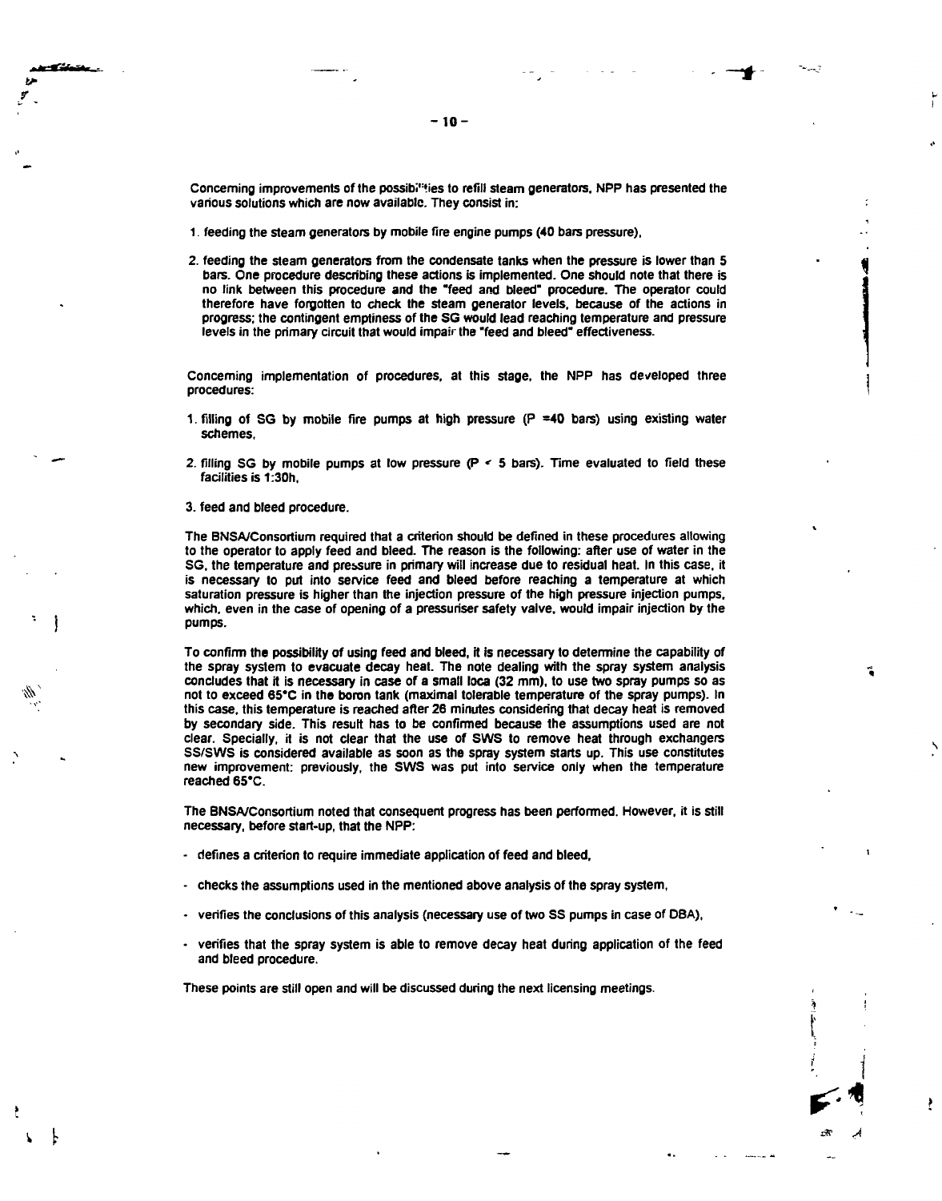Concerning improvements of the possibilities to refill steam generators, NPP has presented the various solutions which are now available. They consist in:

1. feeding the steam generators by mobile fire engine pumps (40 bars pressure),

2. feeding the steam generators from the condensate tanks when the pressure is lower than 5 bars. One procedure describing these actions is implemented. One should note that there is no link between this procedure and the "feed and bleed" procedure. The operator could therefore have forgotten to check the steam generator levels, because of the actions in progress; the contingent emptiness of the SG would lead reaching temperature and pressure levels in the primary circuit that would impair the "feed and bleed" effectiveness.

Concerning implementation of procedures, at this stage, the NPP has developed three procedures:

1. filling of SG by mobile fire pumps at high pressure (P =40 bars) using existing water schemes,

2. filling SG by mobile pumps at low pressure (P < 5 bars). Time evaluated to field these facilities is 1:30h,

3. feed and bleed procedure.

The BNSA/Consortium required that a criterion should be defined in these procedures allowing to the operator to apply feed and bleed. The reason is the following: after use of water in the SG, the temperature and pressure in primary will increase due to residual heat. In this case, it is necessary to put into service feed and bleed before reaching a temperature at which saturation pressure is higher than the injection pressure of the high pressure injection pumps, which, even in the case of opening of a pressuriser safety valve, would impair injection by the pumps.

To confirm the possibility of using feed and bleed, it is necessary to determine the capability of the spray system to evacuate decay heat. The note dealing with the spray system analysis concludes that it is necessary in case of a small loca (32 mm), to use two spray pumps so as not to exceed 65°C in the boron tank (maximal tolerable temperature of the spray pumps). In this case, this temperature is reached after 26 minutes considering that decay heat is removed by secondary side. This result has to be confirmed because the assumptions used are not clear. Specially, it is not clear that the use of SWS to remove heat through exchangers SS/SWS is considered available as soon as the spray system starts up. This use constitutes new improvement: previously, the SWS was put into service only when the temperature reached 65°C.

The BNSA/Consortium noted that consequent progress has been performed. However, it is still necessary, before start-up, that the NPP:

- defines a criterion to require immediate application of feed and bleed,

- checks the assumptions used in the mentioned above analysis of the spray system,

- verifies the conclusions of this analysis (necessary use of two SS pumps in case of DBA),

- verifies that the spray system is able to remove decay heat during application of the feed and bleed procedure.

These points are still open and will be discussed during the next licensing meetings.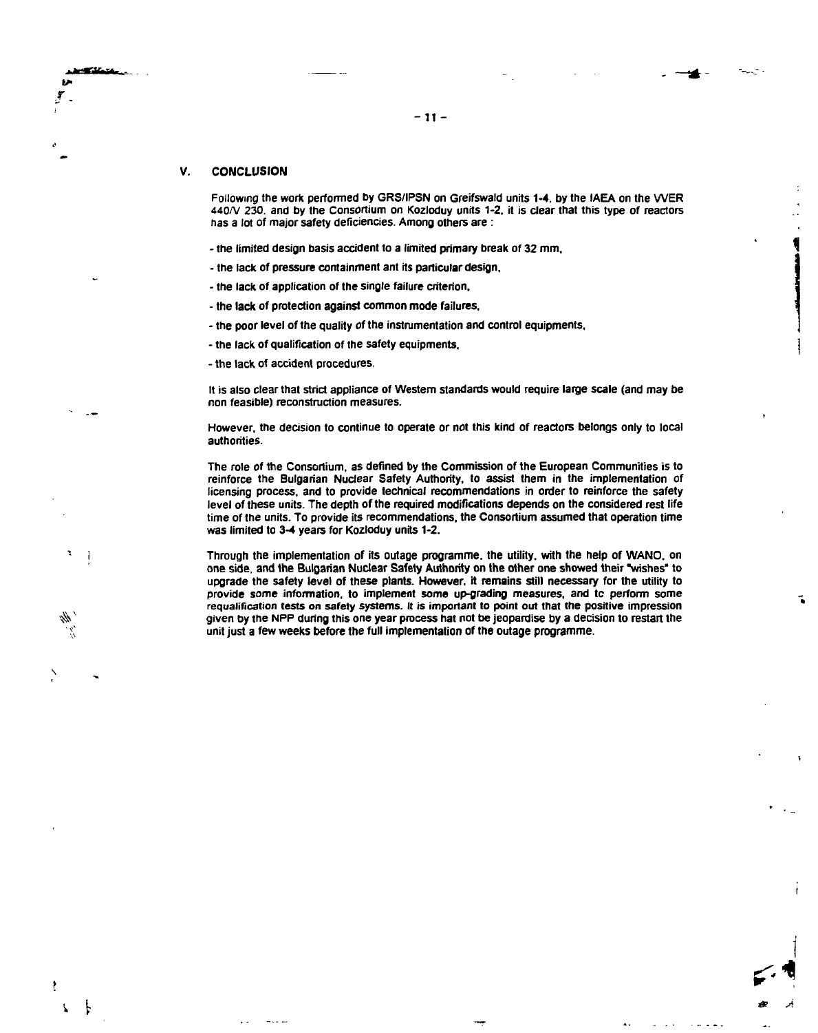## V. CONCLUSION

Following the work performed by GRS/IPSN on Greifswald units 1-4, by the IAEA on the VVER 440/V 230, and by the Consortium on Kozloduy units 1-2, it is clear that this type of reactors has a lot of major safety deficiencies. Among others are :

- the limited design basis accident to a limited primary break of 32 mm,
- the lack of pressure containment ant its particular design,
- the lack of application of the single failure criterion,
- the lack of protection against common mode failures,
- the poor level of the quality of the instrumentation and control equipments,
- the lack of qualification of the safety equipments,
- the lack of accident procedures.

It is also clear that strict appliance of Western standards would require large scale (and may be non feasible) reconstruction measures.

However, the decision to continue to operate or not this kind of reactors belongs only to local authorities.

The role of the Consortium, as defined by the Commission of the European Communities is to reinforce the Bulgarian Nuclear Safety Authority, to assist them in the implementation of licensing process, and to provide technical recommendations in order to reinforce the safety level of these units. The depth of the required modifications depends on the considered rest life time of the units. To provide its recommendations, the Consortium assumed that operation time was limited to 3-4 years for Kozloduy units 1-2.

Through the implementation of its outage programme, the utility, with the help of WANO, on one side, and the Bulgarian Nuclear Safety Authority on the other one showed their "wishes" to upgrade the safety level of these plants. However, it remains still necessary for the utility to provide some information, to implement some up-grading measures, and tc perform some requalification tests on safety systems. It is important to point out that the positive impression given by the NPP during this one year process hat not be jeopardise by a decision to restart the unit just a few weeks before the full implementation of the outage programme.